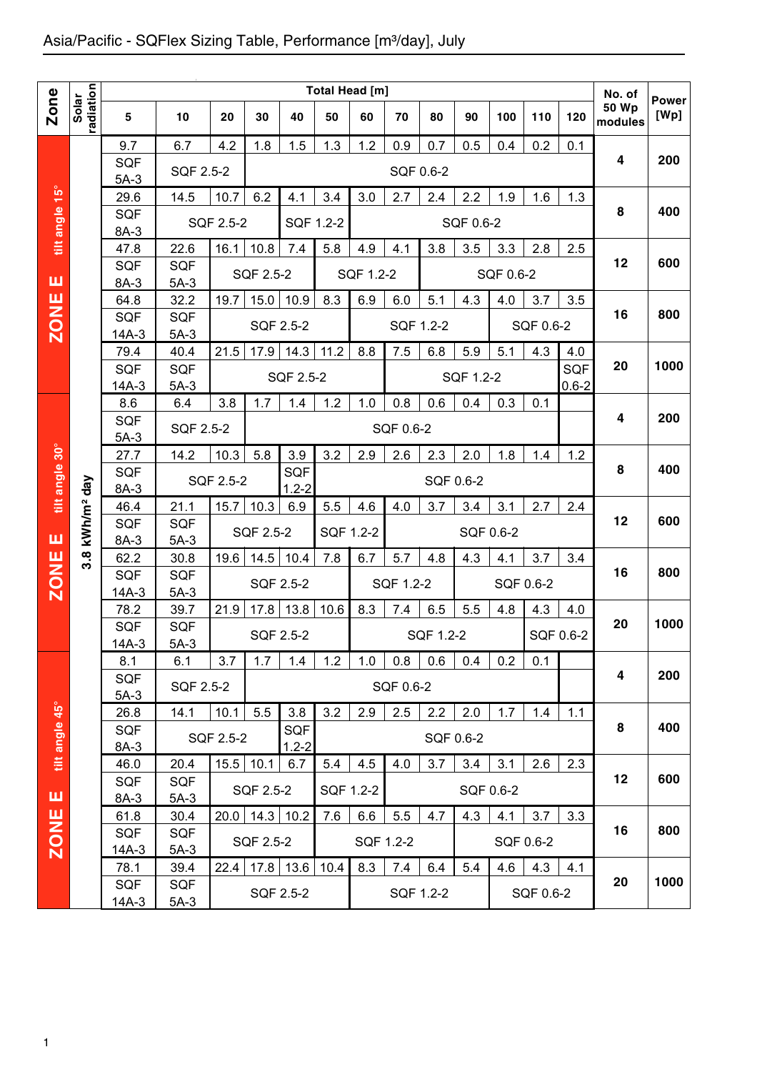# Asia/Pacific - SQFlex Sizing Table, Performance [m³/day], July

| Zone | Solar radiation | Total Head [m] | | | | | | | | | | | | | No. of 50 Wp modules | Power [Wp] |
|---|---|---|---|---|---|---|---|---|---|---|---|---|---|---|---|---|
| | | 5 | 10 | 20 | 30 | 40 | 50 | 60 | 70 | 80 | 90 | 100 | 110 | 120 | | |
| ZONE E tilt angle 15° | 3.8 kWh/m² day | 9.7 | 6.7 | 4.2 | 1.8 | 1.5 | 1.3 | 1.2 | 0.9 | 0.7 | 0.5 | 0.4 | 0.2 | 0.1 | 4 | 200 |
| | | SQF 5A-3 | SQF 2.5-2 | | SQF 0.6-2 | | | | | | | | | | | |
| | | 29.6 | 14.5 | 10.7 | 6.2 | 4.1 | 3.4 | 3.0 | 2.7 | 2.4 | 2.2 | 1.9 | 1.6 | 1.3 | 8 | 400 |
| | | SQF 8A-3 | SQF 2.5-2 | | | SQF 1.2-2 | | SQF 0.6-2 | | | | | | | | |
| | | 47.8 | 22.6 | 16.1 | 10.8 | 7.4 | 5.8 | 4.9 | 4.1 | 3.8 | 3.5 | 3.3 | 2.8 | 2.5 | 12 | 600 |
| | | SQF 8A-3 | SQF 5A-3 | SQF 2.5-2 | | | SQF 1.2-2 | | | SQF 0.6-2 | | | | | | |
| | | 64.8 | 32.2 | 19.7 | 15.0 | 10.9 | 8.3 | 6.9 | 6.0 | 5.1 | 4.3 | 4.0 | 3.7 | 3.5 | 16 | 800 |
| | | SQF 14A-3 | SQF 5A-3 | SQF 2.5-2 | | | | SQF 1.2-2 | | | | SQF 0.6-2 | | | | |
| | | 79.4 | 40.4 | 21.5 | 17.9 | 14.3 | 11.2 | 8.8 | 7.5 | 6.8 | 5.9 | 5.1 | 4.3 | 4.0 | 20 | 1000 |
| | | SQF 14A-3 | SQF 5A-3 | SQF 2.5-2 | | | | | SQF 1.2-2 | | | | | SQF 0.6-2 | | |
| ZONE E tilt angle 30° | 3.8 kWh/m² day | 8.6 | 6.4 | 3.8 | 1.7 | 1.4 | 1.2 | 1.0 | 0.8 | 0.6 | 0.4 | 0.3 | 0.1 | | 4 | 200 |
| | | SQF 5A-3 | SQF 2.5-2 | | SQF 0.6-2 | | | | | | | | | | | |
| | | 27.7 | 14.2 | 10.3 | 5.8 | 3.9 | 3.2 | 2.9 | 2.6 | 2.3 | 2.0 | 1.8 | 1.4 | 1.2 | 8 | 400 |
| | | SQF 8A-3 | SQF 2.5-2 | | | SQF 1.2-2 | SQF 0.6-2 | | | | | | | | | |
| | | 46.4 | 21.1 | 15.7 | 10.3 | 6.9 | 5.5 | 4.6 | 4.0 | 3.7 | 3.4 | 3.1 | 2.7 | 2.4 | 12 | 600 |
| | | SQF 8A-3 | SQF 5A-3 | SQF 2.5-2 | | | SQF 1.2-2 | | SQF 0.6-2 | | | | | | | |
| | | 62.2 | 30.8 | 19.6 | 14.5 | 10.4 | 7.8 | 6.7 | 5.7 | 4.8 | 4.3 | 4.1 | 3.7 | 3.4 | 16 | 800 |
| | | SQF 14A-3 | SQF 5A-3 | SQF 2.5-2 | | | | SQF 1.2-2 | | | SQF 0.6-2 | | | | | |
| | | 78.2 | 39.7 | 21.9 | 17.8 | 13.8 | 10.6 | 8.3 | 7.4 | 6.5 | 5.5 | 4.8 | 4.3 | 4.0 | 20 | 1000 |
| | | SQF 14A-3 | SQF 5A-3 | SQF 2.5-2 | | | | SQF 1.2-2 | | | | | SQF 0.6-2 | | | |
| ZONE E tilt angle 45° | 3.8 kWh/m² day | 8.1 | 6.1 | 3.7 | 1.7 | 1.4 | 1.2 | 1.0 | 0.8 | 0.6 | 0.4 | 0.2 | 0.1 | | 4 | 200 |
| | | SQF 5A-3 | SQF 2.5-2 | | SQF 0.6-2 | | | | | | | | | | | |
| | | 26.8 | 14.1 | 10.1 | 5.5 | 3.8 | 3.2 | 2.9 | 2.5 | 2.2 | 2.0 | 1.7 | 1.4 | 1.1 | 8 | 400 |
| | | SQF 8A-3 | SQF 2.5-2 | | | SQF 1.2-2 | SQF 0.6-2 | | | | | | | | | |
| | | 46.0 | 20.4 | 15.5 | 10.1 | 6.7 | 5.4 | 4.5 | 4.0 | 3.7 | 3.4 | 3.1 | 2.6 | 2.3 | 12 | 600 |
| | | SQF 8A-3 | SQF 5A-3 | SQF 2.5-2 | | | SQF 1.2-2 | | SQF 0.6-2 | | | | | | | |
| | | 61.8 | 30.4 | 20.0 | 14.3 | 10.2 | 7.6 | 6.6 | 5.5 | 4.7 | 4.3 | 4.1 | 3.7 | 3.3 | 16 | 800 |
| | | SQF 14A-3 | SQF 5A-3 | SQF 2.5-2 | | | | SQF 1.2-2 | | | SQF 0.6-2 | | | | | |
| | | 78.1 | 39.4 | 22.4 | 17.8 | 13.6 | 10.4 | 8.3 | 7.4 | 6.4 | 5.4 | 4.6 | 4.3 | 4.1 | 20 | 1000 |
| | | SQF 14A-3 | SQF 5A-3 | SQF 2.5-2 | | | | SQF 1.2-2 | | | | SQF 0.6-2 | | | | |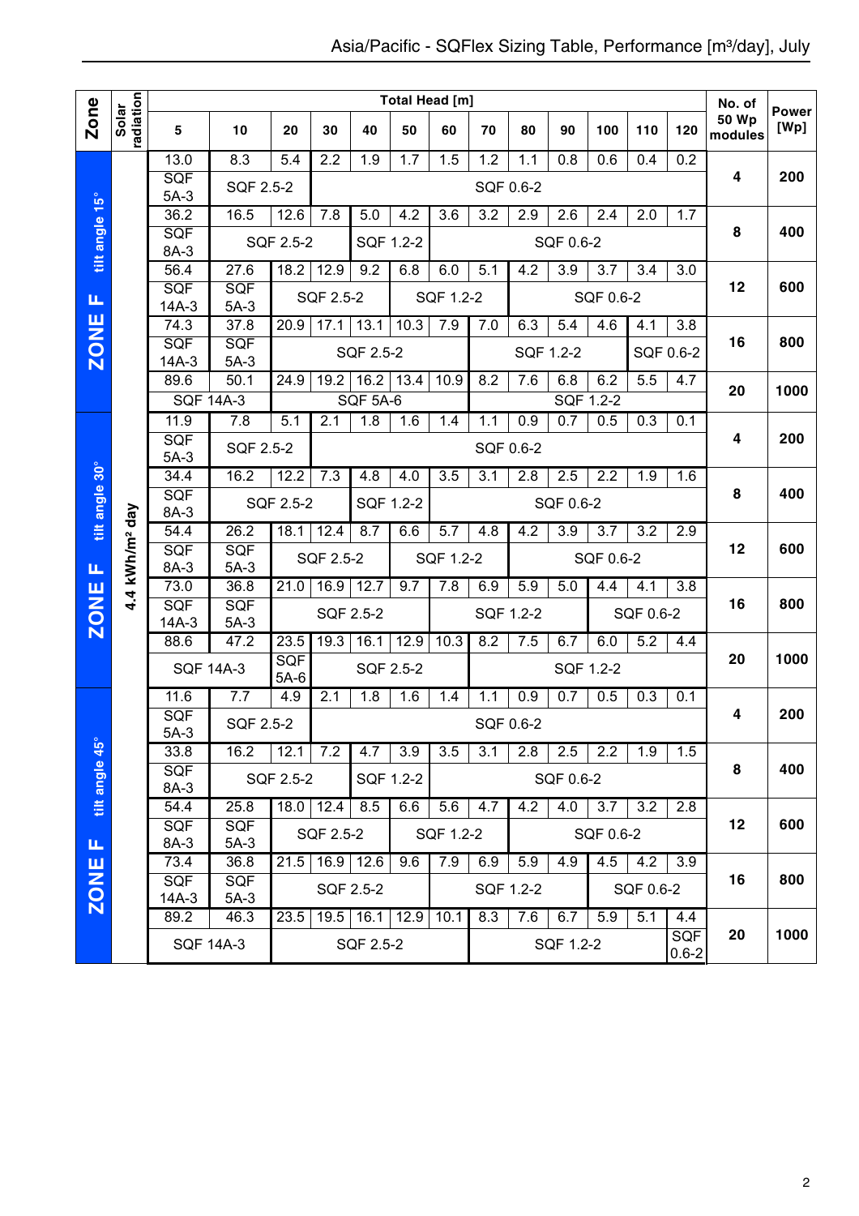# Asia/Pacific - SQFlex Sizing Table, Performance [m³/day], July

| Zone | Solar radiation | 5 | 10 | 20 | 30 | 40 | 50 | 60 | 70 | 80 | 90 | 100 | 110 | 120 | No. of 50 Wp modules | Power [Wp] |
|---|---|---|---|---|---|---|---|---|---|---|---|---|---|---|---|---|
| ZONE F tilt angle 15° | 4.4 kWh/m² day | 13.0 | 8.3 | 5.4 | 2.2 | 1.9 | 1.7 | 1.5 | 1.2 | 1.1 | 0.8 | 0.6 | 0.4 | 0.2 | 4 | 200 |
| | | SQF 5A-3 | SQF 2.5-2 | | SQF 0.6-2 | | | | | | | | | | | |
| | | 36.2 | 16.5 | 12.6 | 7.8 | 5.0 | 4.2 | 3.6 | 3.2 | 2.9 | 2.6 | 2.4 | 2.0 | 1.7 | 8 | 400 |
| | | SQF 8A-3 | SQF 2.5-2 | | | SQF 1.2-2 | | SQF 0.6-2 | | | | | | | | |
| | | 56.4 | 27.6 | 18.2 | 12.9 | 9.2 | 6.8 | 6.0 | 5.1 | 4.2 | 3.9 | 3.7 | 3.4 | 3.0 | 12 | 600 |
| | | SQF 14A-3 | SQF 5A-3 | SQF 2.5-2 | | | SQF 1.2-2 | | | SQF 0.6-2 | | | | | | |
| | | 74.3 | 37.8 | 20.9 | 17.1 | 13.1 | 10.3 | 7.9 | 7.0 | 6.3 | 5.4 | 4.6 | 4.1 | 3.8 | 16 | 800 |
| | | SQF 14A-3 | SQF 5A-3 | SQF 2.5-2 | | | | | SQF 1.2-2 | | | | SQF 0.6-2 | | | |
| | | 89.6 | 50.1 | 24.9 | 19.2 | 16.2 | 13.4 | 10.9 | 8.2 | 7.6 | 6.8 | 6.2 | 5.5 | 4.7 | 20 | 1000 |
| | | SQF 14A-3 | | SQF 5A-6 | | | | | SQF 1.2-2 | | | | | | | |
| ZONE F tilt angle 30° | 4.4 kWh/m² day | 11.9 | 7.8 | 5.1 | 2.1 | 1.8 | 1.6 | 1.4 | 1.1 | 0.9 | 0.7 | 0.5 | 0.3 | 0.1 | 4 | 200 |
| | | SQF 5A-3 | SQF 2.5-2 | | SQF 0.6-2 | | | | | | | | | | | |
| | | 34.4 | 16.2 | 12.2 | 7.3 | 4.8 | 4.0 | 3.5 | 3.1 | 2.8 | 2.5 | 2.2 | 1.9 | 1.6 | 8 | 400 |
| | | SQF 8A-3 | SQF 2.5-2 | | | SQF 1.2-2 | | SQF 0.6-2 | | | | | | | | |
| | | 54.4 | 26.2 | 18.1 | 12.4 | 8.7 | 6.6 | 5.7 | 4.8 | 4.2 | 3.9 | 3.7 | 3.2 | 2.9 | 12 | 600 |
| | | SQF 8A-3 | SQF 5A-3 | SQF 2.5-2 | | | SQF 1.2-2 | | | SQF 0.6-2 | | | | | | |
| | | 73.0 | 36.8 | 21.0 | 16.9 | 12.7 | 9.7 | 7.8 | 6.9 | 5.9 | 5.0 | 4.4 | 4.1 | 3.8 | 16 | 800 |
| | | SQF 14A-3 | SQF 5A-3 | SQF 2.5-2 | | | | SQF 1.2-2 | | | | SQF 0.6-2 | | | | |
| | | 88.6 | 47.2 | 23.5 | 19.3 | 16.1 | 12.9 | 10.3 | 8.2 | 7.5 | 6.7 | 6.0 | 5.2 | 4.4 | 20 | 1000 |
| | | SQF 14A-3 | | SQF 5A-6 | SQF 2.5-2 | | | | SQF 1.2-2 | | | | | | | |
| ZONE F tilt angle 45° | 4.4 kWh/m² day | 11.6 | 7.7 | 4.9 | 2.1 | 1.8 | 1.6 | 1.4 | 1.1 | 0.9 | 0.7 | 0.5 | 0.3 | 0.1 | 4 | 200 |
| | | SQF 5A-3 | SQF 2.5-2 | | SQF 0.6-2 | | | | | | | | | | | |
| | | 33.8 | 16.2 | 12.1 | 7.2 | 4.7 | 3.9 | 3.5 | 3.1 | 2.8 | 2.5 | 2.2 | 1.9 | 1.5 | 8 | 400 |
| | | SQF 8A-3 | SQF 2.5-2 | | | SQF 1.2-2 | | SQF 0.6-2 | | | | | | | | |
| | | 54.4 | 25.8 | 18.0 | 12.4 | 8.5 | 6.6 | 5.6 | 4.7 | 4.2 | 4.0 | 3.7 | 3.2 | 2.8 | 12 | 600 |
| | | SQF 8A-3 | SQF 5A-3 | SQF 2.5-2 | | | SQF 1.2-2 | | | SQF 0.6-2 | | | | | | |
| | | 73.4 | 36.8 | 21.5 | 16.9 | 12.6 | 9.6 | 7.9 | 6.9 | 5.9 | 4.9 | 4.5 | 4.2 | 3.9 | 16 | 800 |
| | | SQF 14A-3 | SQF 5A-3 | SQF 2.5-2 | | | | SQF 1.2-2 | | | | SQF 0.6-2 | | | | |
| | | 89.2 | 46.3 | 23.5 | 19.5 | 16.1 | 12.9 | 10.1 | 8.3 | 7.6 | 6.7 | 5.9 | 5.1 | 4.4 | 20 | 1000 |
| | | SQF 14A-3 | | SQF 2.5-2 | | | | | SQF 1.2-2 | | | | | SQF 0.6-2 | | |

Total Head [m] applies to columns 5–120.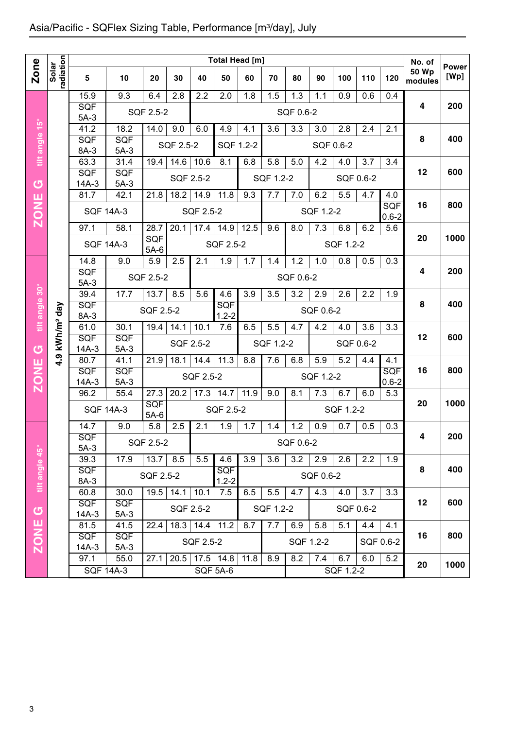## Asia/Pacific - SQFlex Sizing Table, Performance [m³/day], July

| Zone | Solar radiation | 5 | 10 | 20 | 30 | 40 | 50 | 60 | 70 | 80 | 90 | 100 | 110 | 120 | No. of 50 Wp modules | Power [Wp] |
|---|---|---|---|---|---|---|---|---|---|---|---|---|---|---|---|---|
| ZONE G tilt angle 15° | 4.9 kWh/m² day | 15.9 | 9.3 | 6.4 | 2.8 | 2.2 | 2.0 | 1.8 | 1.5 | 1.3 | 1.1 | 0.9 | 0.6 | 0.4 | 4 | 200 |
| | | SQF 5A-3 | SQF 2.5-2 | | | SQF 0.6-2 | | | | | | | | | | |
| | | 41.2 | 18.2 | 14.0 | 9.0 | 6.0 | 4.9 | 4.1 | 3.6 | 3.3 | 3.0 | 2.8 | 2.4 | 2.1 | 8 | 400 |
| | | SQF 8A-3 | SQF 5A-3 | SQF 2.5-2 | | | SQF 1.2-2 | | SQF 0.6-2 | | | | | | | |
| | | 63.3 | 31.4 | 19.4 | 14.6 | 10.6 | 8.1 | 6.8 | 5.8 | 5.0 | 4.2 | 4.0 | 3.7 | 3.4 | 12 | 600 |
| | | SQF 14A-3 | SQF 5A-3 | SQF 2.5-2 | | | | SQF 1.2-2 | | | SQF 0.6-2 | | | | | |
| | | 81.7 | 42.1 | 21.8 | 18.2 | 14.9 | 11.8 | 9.3 | 7.7 | 7.0 | 6.2 | 5.5 | 4.7 | 4.0 | 16 | 800 |
| | | SQF 14A-3 | | SQF 2.5-2 | | | | | SQF 1.2-2 | | | | | SQF 0.6-2 | | |
| | | 97.1 | 58.1 | 28.7 | 20.1 | 17.4 | 14.9 | 12.5 | 9.6 | 8.0 | 7.3 | 6.8 | 6.2 | 5.6 | 20 | 1000 |
| | | SQF 14A-3 | | SQF 5A-6 | SQF 2.5-2 | | | | | SQF 1.2-2 | | | | | | |
| ZONE G tilt angle 30° | 4.9 kWh/m² day | 14.8 | 9.0 | 5.9 | 2.5 | 2.1 | 1.9 | 1.7 | 1.4 | 1.2 | 1.0 | 0.8 | 0.5 | 0.3 | 4 | 200 |
| | | SQF 5A-3 | SQF 2.5-2 | | | SQF 0.6-2 | | | | | | | | | | |
| | | 39.4 | 17.7 | 13.7 | 8.5 | 5.6 | 4.6 | 3.9 | 3.5 | 3.2 | 2.9 | 2.6 | 2.2 | 1.9 | 8 | 400 |
| | | SQF 8A-3 | SQF 2.5-2 | | | | SQF 1.2-2 | SQF 0.6-2 | | | | | | | | |
| | | 61.0 | 30.1 | 19.4 | 14.1 | 10.1 | 7.6 | 6.5 | 5.5 | 4.7 | 4.2 | 4.0 | 3.6 | 3.3 | 12 | 600 |
| | | SQF 14A-3 | SQF 5A-3 | SQF 2.5-2 | | | | SQF 1.2-2 | | | SQF 0.6-2 | | | | | |
| | | 80.7 | 41.1 | 21.9 | 18.1 | 14.4 | 11.3 | 8.8 | 7.6 | 6.8 | 5.9 | 5.2 | 4.4 | 4.1 | 16 | 800 |
| | | SQF 14A-3 | SQF 5A-3 | SQF 2.5-2 | | | | | SQF 1.2-2 | | | | | SQF 0.6-2 | | |
| | | 96.2 | 55.4 | 27.3 | 20.2 | 17.3 | 14.7 | 11.9 | 9.0 | 8.1 | 7.3 | 6.7 | 6.0 | 5.3 | 20 | 1000 |
| | | SQF 14A-3 | | SQF 5A-6 | SQF 2.5-2 | | | | | SQF 1.2-2 | | | | | | |
| ZONE G tilt angle 45° | 4.9 kWh/m² day | 14.7 | 9.0 | 5.8 | 2.5 | 2.1 | 1.9 | 1.7 | 1.4 | 1.2 | 0.9 | 0.7 | 0.5 | 0.3 | 4 | 200 |
| | | SQF 5A-3 | SQF 2.5-2 | | | SQF 0.6-2 | | | | | | | | | | |
| | | 39.3 | 17.9 | 13.7 | 8.5 | 5.5 | 4.6 | 3.9 | 3.6 | 3.2 | 2.9 | 2.6 | 2.2 | 1.9 | 8 | 400 |
| | | SQF 8A-3 | SQF 2.5-2 | | | | SQF 1.2-2 | SQF 0.6-2 | | | | | | | | |
| | | 60.8 | 30.0 | 19.5 | 14.1 | 10.1 | 7.5 | 6.5 | 5.5 | 4.7 | 4.3 | 4.0 | 3.7 | 3.3 | 12 | 600 |
| | | SQF 14A-3 | SQF 5A-3 | SQF 2.5-2 | | | | SQF 1.2-2 | | | SQF 0.6-2 | | | | | |
| | | 81.5 | 41.5 | 22.4 | 18.3 | 14.4 | 11.2 | 8.7 | 7.7 | 6.9 | 5.8 | 5.1 | 4.4 | 4.1 | 16 | 800 |
| | | SQF 14A-3 | SQF 5A-3 | SQF 2.5-2 | | | | | SQF 1.2-2 | | | SQF 0.6-2 | | | | |
| | | 97.1 | 55.0 | 27.1 | 20.5 | 17.5 | 14.8 | 11.8 | 8.9 | 8.2 | 7.4 | 6.7 | 6.0 | 5.2 | 20 | 1000 |
| | | SQF 14A-3 | | SQF 5A-6 | | | | | | SQF 1.2-2 | | | | | | |

Total Head [m]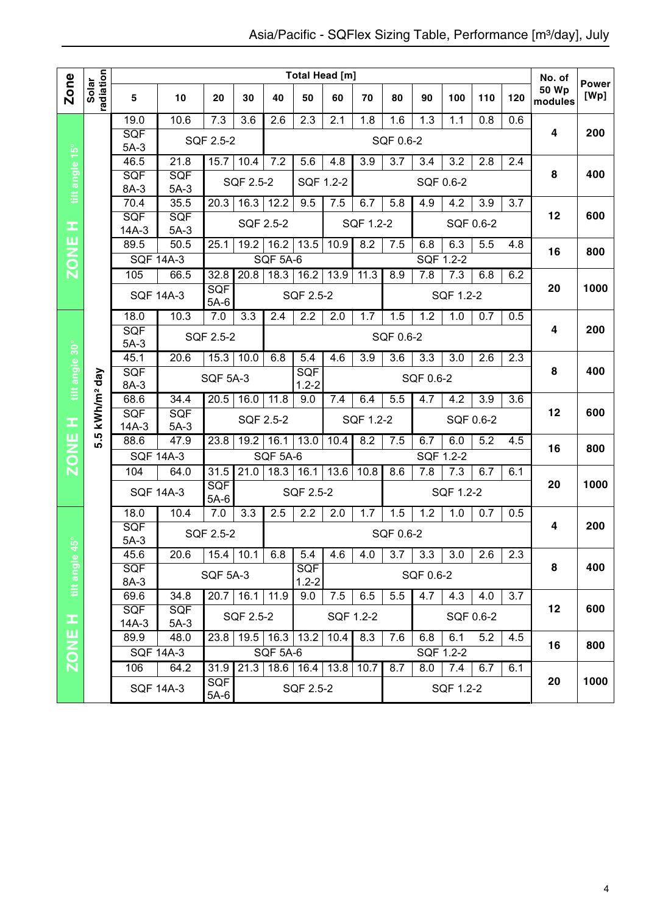# Asia/Pacific - SQFlex Sizing Table, Performance [m³/day], July

| Zone | Solar radiation | 5 | 10 | 20 | 30 | 40 | 50 | 60 | 70 | 80 | 90 | 100 | 110 | 120 | No. of 50 Wp modules | Power [Wp] |
|---|---|---|---|---|---|---|---|---|---|---|---|---|---|---|---|---|
| | | **Total Head [m]** | | | | | | | | | | | | | | |
| ZONE H tilt angle 15° | 5.5 kWh/m² day | 19.0 | 10.6 | 7.3 | 3.6 | 2.6 | 2.3 | 2.1 | 1.8 | 1.6 | 1.3 | 1.1 | 0.8 | 0.6 | 4 | 200 |
| | | SQF 5A-3 | SQF 2.5-2 | | | SQF 0.6-2 | | | | | | | | | | |
| | | 46.5 | 21.8 | 15.7 | 10.4 | 7.2 | 5.6 | 4.8 | 3.9 | 3.7 | 3.4 | 3.2 | 2.8 | 2.4 | 8 | 400 |
| | | SQF 8A-3 | SQF 5A-3 | SQF 2.5-2 | | | SQF 1.2-2 | | SQF 0.6-2 | | | | | | | |
| | | 70.4 | 35.5 | 20.3 | 16.3 | 12.2 | 9.5 | 7.5 | 6.7 | 5.8 | 4.9 | 4.2 | 3.9 | 3.7 | 12 | 600 |
| | | SQF 14A-3 | SQF 5A-3 | SQF 2.5-2 | | | | SQF 1.2-2 | | | SQF 0.6-2 | | | | | |
| | | 89.5 | 50.5 | 25.1 | 19.2 | 16.2 | 13.5 | 10.9 | 8.2 | 7.5 | 6.8 | 6.3 | 5.5 | 4.8 | 16 | 800 |
| | | SQF 14A-3 | | SQF 5A-6 | | | | | SQF 1.2-2 | | | | | | | |
| | | 105 | 66.5 | 32.8 | 20.8 | 18.3 | 16.2 | 13.9 | 11.3 | 8.9 | 7.8 | 7.3 | 6.8 | 6.2 | 20 | 1000 |
| | | SQF 14A-3 | | SQF 5A-6 | SQF 2.5-2 | | | | | SQF 1.2-2 | | | | | | |
| ZONE H tilt angle 30° | 5.5 kWh/m² day | 18.0 | 10.3 | 7.0 | 3.3 | 2.4 | 2.2 | 2.0 | 1.7 | 1.5 | 1.2 | 1.0 | 0.7 | 0.5 | 4 | 200 |
| | | SQF 5A-3 | SQF 2.5-2 | | | SQF 0.6-2 | | | | | | | | | | |
| | | 45.1 | 20.6 | 15.3 | 10.0 | 6.8 | 5.4 | 4.6 | 3.9 | 3.6 | 3.3 | 3.0 | 2.6 | 2.3 | 8 | 400 |
| | | SQF 8A-3 | SQF 5A-3 | | | | SQF 1.2-2 | SQF 0.6-2 | | | | | | | | |
| | | 68.6 | 34.4 | 20.5 | 16.0 | 11.8 | 9.0 | 7.4 | 6.4 | 5.5 | 4.7 | 4.2 | 3.9 | 3.6 | 12 | 600 |
| | | SQF 14A-3 | SQF 5A-3 | SQF 2.5-2 | | | | SQF 1.2-2 | | | SQF 0.6-2 | | | | | |
| | | 88.6 | 47.9 | 23.8 | 19.2 | 16.1 | 13.0 | 10.4 | 8.2 | 7.5 | 6.7 | 6.0 | 5.2 | 4.5 | 16 | 800 |
| | | SQF 14A-3 | | SQF 5A-6 | | | | | SQF 1.2-2 | | | | | | | |
| | | 104 | 64.0 | 31.5 | 21.0 | 18.3 | 16.1 | 13.6 | 10.8 | 8.6 | 7.8 | 7.3 | 6.7 | 6.1 | 20 | 1000 |
| | | SQF 14A-3 | | SQF 5A-6 | SQF 2.5-2 | | | | | SQF 1.2-2 | | | | | | |
| ZONE H tilt angle 45° | 5.5 kWh/m² day | 18.0 | 10.4 | 7.0 | 3.3 | 2.5 | 2.2 | 2.0 | 1.7 | 1.5 | 1.2 | 1.0 | 0.7 | 0.5 | 4 | 200 |
| | | SQF 5A-3 | SQF 2.5-2 | | | SQF 0.6-2 | | | | | | | | | | |
| | | 45.6 | 20.6 | 15.4 | 10.1 | 6.8 | 5.4 | 4.6 | 4.0 | 3.7 | 3.3 | 3.0 | 2.6 | 2.3 | 8 | 400 |
| | | SQF 8A-3 | SQF 5A-3 | | | | SQF 1.2-2 | SQF 0.6-2 | | | | | | | | |
| | | 69.6 | 34.8 | 20.7 | 16.1 | 11.9 | 9.0 | 7.5 | 6.5 | 5.5 | 4.7 | 4.3 | 4.0 | 3.7 | 12 | 600 |
| | | SQF 14A-3 | SQF 5A-3 | SQF 2.5-2 | | | SQF 1.2-2 | | | | SQF 0.6-2 | | | | | |
| | | 89.9 | 48.0 | 23.8 | 19.5 | 16.3 | 13.2 | 10.4 | 8.3 | 7.6 | 6.8 | 6.1 | 5.2 | 4.5 | 16 | 800 |
| | | SQF 14A-3 | | SQF 5A-6 | | | | | SQF 1.2-2 | | | | | | | |
| | | 106 | 64.2 | 31.9 | 21.3 | 18.6 | 16.4 | 13.8 | 10.7 | 8.7 | 8.0 | 7.4 | 6.7 | 6.1 | 20 | 1000 |
| | | SQF 14A-3 | | SQF 5A-6 | SQF 2.5-2 | | | | | SQF 1.2-2 | | | | | | |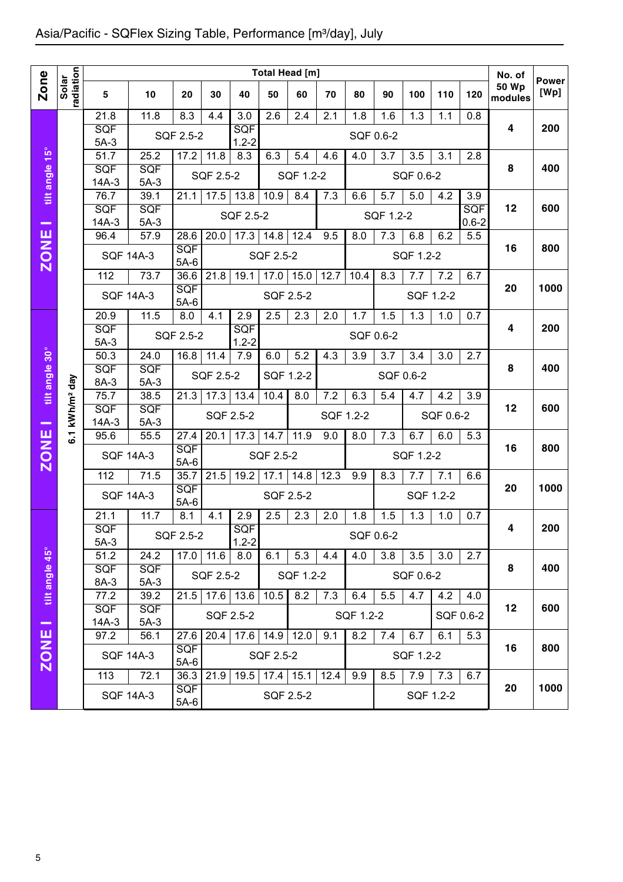## Asia/Pacific - SQFlex Sizing Table, Performance [m³/day], July

| Zone | Solar radiation | Total Head [m] 5 | 10 | 20 | 30 | 40 | 50 | 60 | 70 | 80 | 90 | 100 | 110 | 120 | No. of 50 Wp modules | Power [Wp] |
|---|---|---|---|---|---|---|---|---|---|---|---|---|---|---|---|---|
| ZONE I tilt angle 15° | 6.1 kWh/m² day | 21.8 | 11.8 | 8.3 | 4.4 | 3.0 | 2.6 | 2.4 | 2.1 | 1.8 | 1.6 | 1.3 | 1.1 | 0.8 | 4 | 200 |
| | | SQF 5A-3 | SQF 2.5-2 | | | SQF 1.2-2 | SQF 0.6-2 | | | | | | | | | |
| | | 51.7 | 25.2 | 17.2 | 11.8 | 8.3 | 6.3 | 5.4 | 4.6 | 4.0 | 3.7 | 3.5 | 3.1 | 2.8 | 8 | 400 |
| | | SQF 14A-3 | SQF 5A-3 | SQF 2.5-2 | | | SQF 1.2-2 | | | SQF 0.6-2 | | | | | | |
| | | 76.7 | 39.1 | 21.1 | 17.5 | 13.8 | 10.9 | 8.4 | 7.3 | 6.6 | 5.7 | 5.0 | 4.2 | 3.9 | 12 | 600 |
| | | SQF 14A-3 | SQF 5A-3 | SQF 2.5-2 | | | | | SQF 1.2-2 | | | | | SQF 0.6-2 | | |
| | | 96.4 | 57.9 | 28.6 | 20.0 | 17.3 | 14.8 | 12.4 | 9.5 | 8.0 | 7.3 | 6.8 | 6.2 | 5.5 | 16 | 800 |
| | | SQF 14A-3 | | SQF 5A-6 | SQF 2.5-2 | | | | | SQF 1.2-2 | | | | | | |
| | | 112 | 73.7 | 36.6 | 21.8 | 19.1 | 17.0 | 15.0 | 12.7 | 10.4 | 8.3 | 7.7 | 7.2 | 6.7 | 20 | 1000 |
| | | SQF 14A-3 | | SQF 5A-6 | SQF 2.5-2 | | | | | | SQF 1.2-2 | | | | | |
| ZONE I tilt angle 30° | | 20.9 | 11.5 | 8.0 | 4.1 | 2.9 | 2.5 | 2.3 | 2.0 | 1.7 | 1.5 | 1.3 | 1.0 | 0.7 | 4 | 200 |
| | | SQF 5A-3 | SQF 2.5-2 | | | SQF 1.2-2 | SQF 0.6-2 | | | | | | | | | |
| | | 50.3 | 24.0 | 16.8 | 11.4 | 7.9 | 6.0 | 5.2 | 4.3 | 3.9 | 3.7 | 3.4 | 3.0 | 2.7 | 8 | 400 |
| | | SQF 8A-3 | SQF 5A-3 | SQF 2.5-2 | | | SQF 1.2-2 | | SQF 0.6-2 | | | | | | | |
| | | 75.7 | 38.5 | 21.3 | 17.3 | 13.4 | 10.4 | 8.0 | 7.2 | 6.3 | 5.4 | 4.7 | 4.2 | 3.9 | 12 | 600 |
| | | SQF 14A-3 | SQF 5A-3 | SQF 2.5-2 | | | | SQF 1.2-2 | | | | SQF 0.6-2 | | | | |
| | | 95.6 | 55.5 | 27.4 | 20.1 | 17.3 | 14.7 | 11.9 | 9.0 | 8.0 | 7.3 | 6.7 | 6.0 | 5.3 | 16 | 800 |
| | | SQF 14A-3 | | SQF 5A-6 | SQF 2.5-2 | | | | | SQF 1.2-2 | | | | | | |
| | | 112 | 71.5 | 35.7 | 21.5 | 19.2 | 17.1 | 14.8 | 12.3 | 9.9 | 8.3 | 7.7 | 7.1 | 6.6 | 20 | 1000 |
| | | SQF 14A-3 | | SQF 5A-6 | SQF 2.5-2 | | | | | | SQF 1.2-2 | | | | | |
| ZONE I tilt angle 45° | | 21.1 | 11.7 | 8.1 | 4.1 | 2.9 | 2.5 | 2.3 | 2.0 | 1.8 | 1.5 | 1.3 | 1.0 | 0.7 | 4 | 200 |
| | | SQF 5A-3 | SQF 2.5-2 | | | SQF 1.2-2 | SQF 0.6-2 | | | | | | | | | |
| | | 51.2 | 24.2 | 17.0 | 11.6 | 8.0 | 6.1 | 5.3 | 4.4 | 4.0 | 3.8 | 3.5 | 3.0 | 2.7 | 8 | 400 |
| | | SQF 8A-3 | SQF 5A-3 | SQF 2.5-2 | | | SQF 1.2-2 | | | SQF 0.6-2 | | | | | | |
| | | 77.2 | 39.2 | 21.5 | 17.6 | 13.6 | 10.5 | 8.2 | 7.3 | 6.4 | 5.5 | 4.7 | 4.2 | 4.0 | 12 | 600 |
| | | SQF 14A-3 | SQF 5A-3 | SQF 2.5-2 | | | | SQF 1.2-2 | | | | | SQF 0.6-2 | | | |
| | | 97.2 | 56.1 | 27.6 | 20.4 | 17.6 | 14.9 | 12.0 | 9.1 | 8.2 | 7.4 | 6.7 | 6.1 | 5.3 | 16 | 800 |
| | | SQF 14A-3 | | SQF 5A-6 | SQF 2.5-2 | | | | | SQF 1.2-2 | | | | | | |
| | | 113 | 72.1 | 36.3 | 21.9 | 19.5 | 17.4 | 15.1 | 12.4 | 9.9 | 8.5 | 7.9 | 7.3 | 6.7 | 20 | 1000 |
| | | SQF 14A-3 | | SQF 5A-6 | SQF 2.5-2 | | | | | | SQF 1.2-2 | | | | | |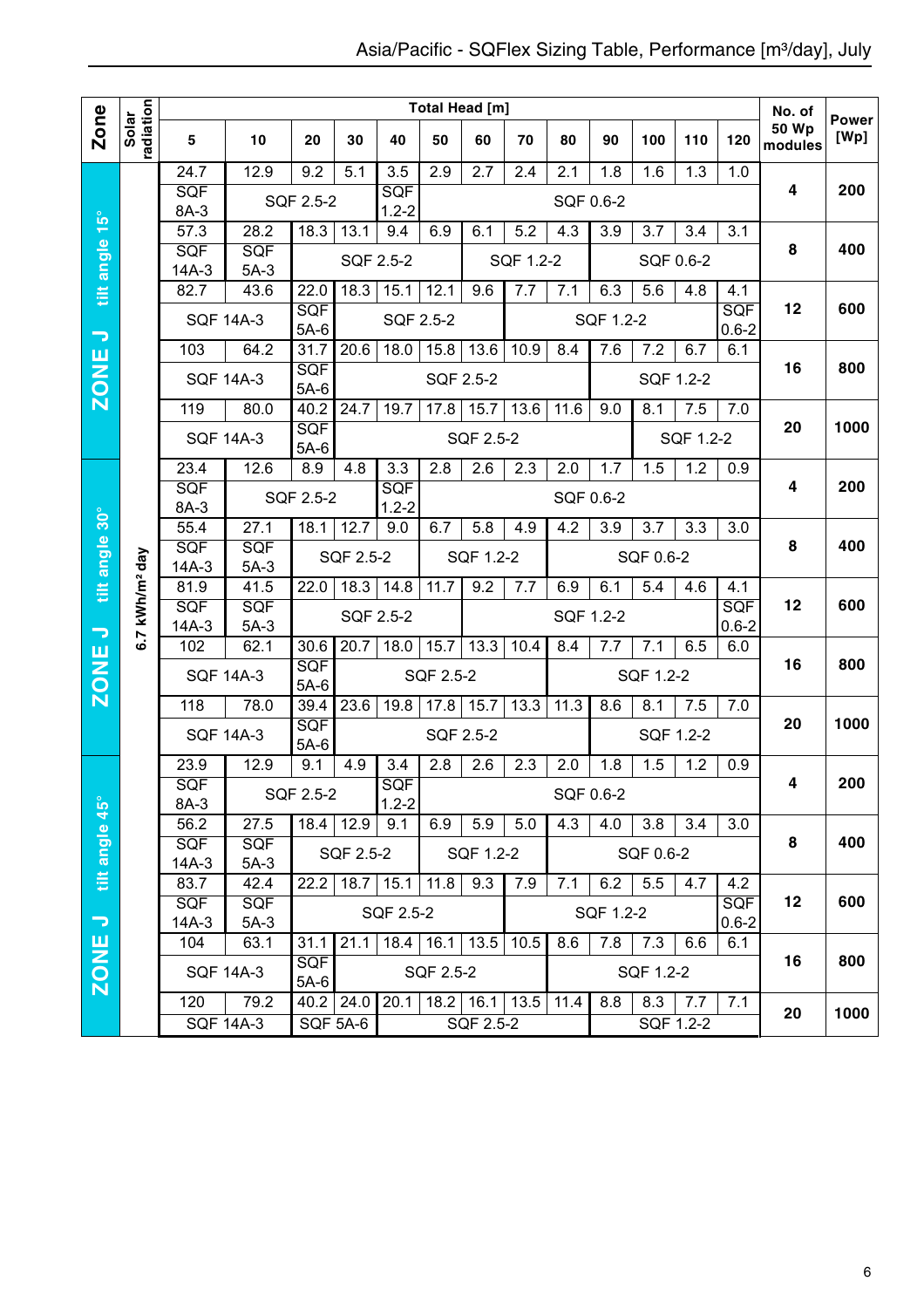# Asia/Pacific - SQFlex Sizing Table, Performance [m³/day], July

| Zone | Solar radiation | 5 | 10 | 20 | 30 | 40 | 50 | 60 | 70 | 80 | 90 | 100 | 110 | 120 | No. of 50 Wp modules | Power [Wp] |
|---|---|---|---|---|---|---|---|---|---|---|---|---|---|---|---|---|
| | | **Total Head [m]** | | | | | | | | | | | | | | |
| ZONE J tilt angle 15° | 6.7 kWh/m² day | 24.7 | 12.9 | 9.2 | 5.1 | 3.5 | 2.9 | 2.7 | 2.4 | 2.1 | 1.8 | 1.6 | 1.3 | 1.0 | 4 | 200 |
| | | SQF 8A-3 | SQF 2.5-2 | | | SQF 1.2-2 | SQF 0.6-2 | | | | | | | | | |
| | | 57.3 | 28.2 | 18.3 | 13.1 | 9.4 | 6.9 | 6.1 | 5.2 | 4.3 | 3.9 | 3.7 | 3.4 | 3.1 | 8 | 400 |
| | | SQF 14A-3 | SQF 5A-3 | SQF 2.5-2 | | | | SQF 1.2-2 | | | SQF 0.6-2 | | | | | |
| | | 82.7 | 43.6 | 22.0 | 18.3 | 15.1 | 12.1 | 9.6 | 7.7 | 7.1 | 6.3 | 5.6 | 4.8 | 4.1 | 12 | 600 |
| | | SQF 14A-3 | | SQF 5A-6 | SQF 2.5-2 | | | | SQF 1.2-2 | | | | | SQF 0.6-2 | | |
| | | 103 | 64.2 | 31.7 | 20.6 | 18.0 | 15.8 | 13.6 | 10.9 | 8.4 | 7.6 | 7.2 | 6.7 | 6.1 | 16 | 800 |
| | | SQF 14A-3 | | SQF 5A-6 | SQF 2.5-2 | | | | | | SQF 1.2-2 | | | | | |
| | | 119 | 80.0 | 40.2 | 24.7 | 19.7 | 17.8 | 15.7 | 13.6 | 11.6 | 9.0 | 8.1 | 7.5 | 7.0 | 20 | 1000 |
| | | SQF 14A-3 | | SQF 5A-6 | SQF 2.5-2 | | | | | | | SQF 1.2-2 | | | | |
| ZONE J tilt angle 30° | 6.7 kWh/m² day | 23.4 | 12.6 | 8.9 | 4.8 | 3.3 | 2.8 | 2.6 | 2.3 | 2.0 | 1.7 | 1.5 | 1.2 | 0.9 | 4 | 200 |
| | | SQF 8A-3 | SQF 2.5-2 | | | SQF 1.2-2 | SQF 0.6-2 | | | | | | | | | |
| | | 55.4 | 27.1 | 18.1 | 12.7 | 9.0 | 6.7 | 5.8 | 4.9 | 4.2 | 3.9 | 3.7 | 3.3 | 3.0 | 8 | 400 |
| | | SQF 14A-3 | SQF 5A-3 | SQF 2.5-2 | | | SQF 1.2-2 | | | SQF 0.6-2 | | | | | | |
| | | 81.9 | 41.5 | 22.0 | 18.3 | 14.8 | 11.7 | 9.2 | 7.7 | 6.9 | 6.1 | 5.4 | 4.6 | 4.1 | 12 | 600 |
| | | SQF 14A-3 | SQF 5A-3 | SQF 2.5-2 | | | | SQF 1.2-2 | | | | | | SQF 0.6-2 | | |
| | | 102 | 62.1 | 30.6 | 20.7 | 18.0 | 15.7 | 13.3 | 10.4 | 8.4 | 7.7 | 7.1 | 6.5 | 6.0 | 16 | 800 |
| | | SQF 14A-3 | | SQF 5A-6 | SQF 2.5-2 | | | | | SQF 1.2-2 | | | | | | |
| | | 118 | 78.0 | 39.4 | 23.6 | 19.8 | 17.8 | 15.7 | 13.3 | 11.3 | 8.6 | 8.1 | 7.5 | 7.0 | 20 | 1000 |
| | | SQF 14A-3 | | SQF 5A-6 | SQF 2.5-2 | | | | | | SQF 1.2-2 | | | | | |
| ZONE J tilt angle 45° | 6.7 kWh/m² day | 23.9 | 12.9 | 9.1 | 4.9 | 3.4 | 2.8 | 2.6 | 2.3 | 2.0 | 1.8 | 1.5 | 1.2 | 0.9 | 4 | 200 |
| | | SQF 8A-3 | SQF 2.5-2 | | | SQF 1.2-2 | SQF 0.6-2 | | | | | | | | | |
| | | 56.2 | 27.5 | 18.4 | 12.9 | 9.1 | 6.9 | 5.9 | 5.0 | 4.3 | 4.0 | 3.8 | 3.4 | 3.0 | 8 | 400 |
| | | SQF 14A-3 | SQF 5A-3 | SQF 2.5-2 | | | SQF 1.2-2 | | | SQF 0.6-2 | | | | | | |
| | | 83.7 | 42.4 | 22.2 | 18.7 | 15.1 | 11.8 | 9.3 | 7.9 | 7.1 | 6.2 | 5.5 | 4.7 | 4.2 | 12 | 600 |
| | | SQF 14A-3 | SQF 5A-3 | SQF 2.5-2 | | | | | SQF 1.2-2 | | | | | SQF 0.6-2 | | |
| | | 104 | 63.1 | 31.1 | 21.1 | 18.4 | 16.1 | 13.5 | 10.5 | 8.6 | 7.8 | 7.3 | 6.6 | 6.1 | 16 | 800 |
| | | SQF 14A-3 | | SQF 5A-6 | SQF 2.5-2 | | | | | SQF 1.2-2 | | | | | | |
| | | 120 | 79.2 | 40.2 | 24.0 | 20.1 | 18.2 | 16.1 | 13.5 | 11.4 | 8.8 | 8.3 | 7.7 | 7.1 | 20 | 1000 |
| | | SQF 14A-3 | | SQF 5A-6 | | SQF 2.5-2 | | | | | SQF 1.2-2 | | | | | |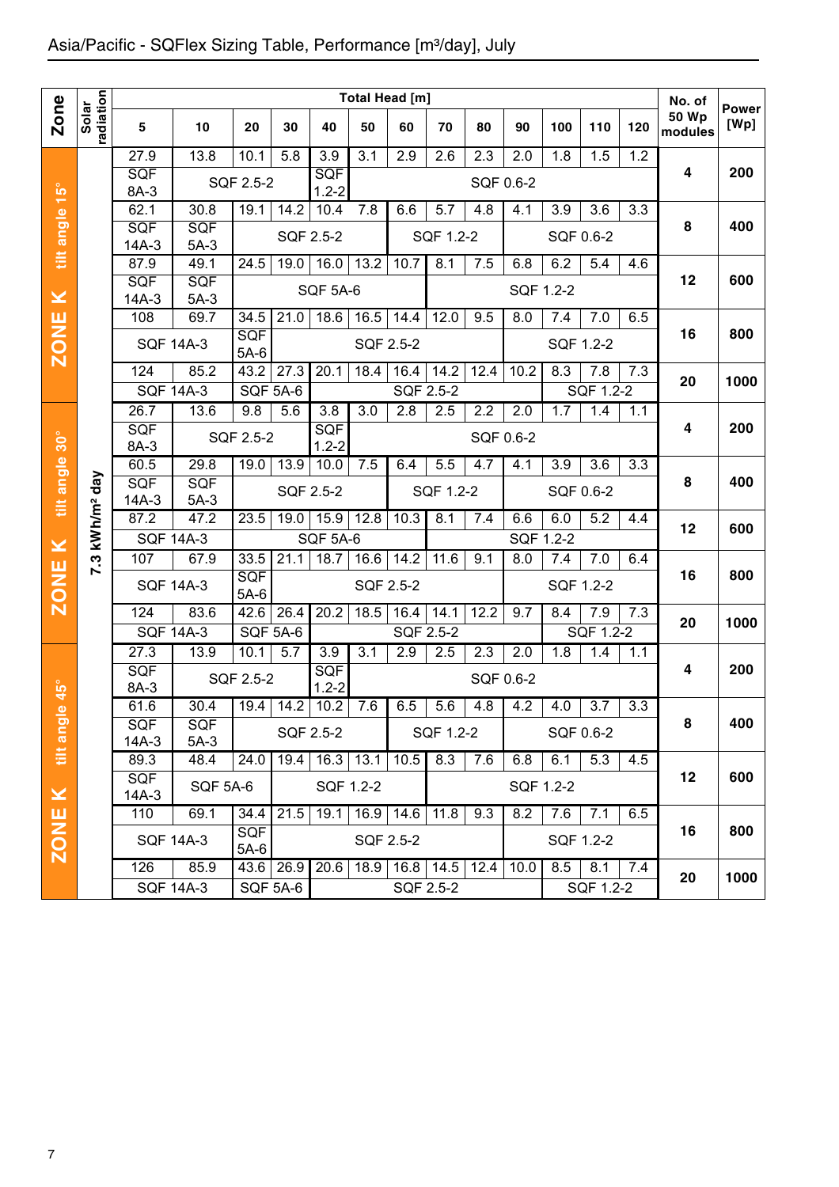## Asia/Pacific - SQFlex Sizing Table, Performance [m³/day], July

| Zone | Solar radiation | Total Head [m] 5 | 10 | 20 | 30 | 40 | 50 | 60 | 70 | 80 | 90 | 100 | 110 | 120 | No. of 50 Wp modules | Power [Wp] |
|---|---|---|---|---|---|---|---|---|---|---|---|---|---|---|---|---|
| ZONE K tilt angle 15° | 7.3 kWh/m² day | 27.9 | 13.8 | 10.1 | 5.8 | 3.9 | 3.1 | 2.9 | 2.6 | 2.3 | 2.0 | 1.8 | 1.5 | 1.2 | 4 | 200 |
| | | SQF 8A-3 | SQF 2.5-2 | | | SQF 1.2-2 | SQF 0.6-2 | | | | | | | | | |
| | | 62.1 | 30.8 | 19.1 | 14.2 | 10.4 | 7.8 | 6.6 | 5.7 | 4.8 | 4.1 | 3.9 | 3.6 | 3.3 | 8 | 400 |
| | | SQF 14A-3 | SQF 5A-3 | SQF 2.5-2 | | | | SQF 1.2-2 | | | SQF 0.6-2 | | | | | |
| | | 87.9 | 49.1 | 24.5 | 19.0 | 16.0 | 13.2 | 10.7 | 8.1 | 7.5 | 6.8 | 6.2 | 5.4 | 4.6 | 12 | 600 |
| | | SQF 14A-3 | SQF 5A-3 | SQF 5A-6 | | | | | SQF 1.2-2 | | | | | | | |
| | | 108 | 69.7 | 34.5 | 21.0 | 18.6 | 16.5 | 14.4 | 12.0 | 9.5 | 8.0 | 7.4 | 7.0 | 6.5 | 16 | 800 |
| | | SQF 14A-3 | | SQF 5A-6 | SQF 2.5-2 | | | | | | SQF 1.2-2 | | | | | |
| | | 124 | 85.2 | 43.2 | 27.3 | 20.1 | 18.4 | 16.4 | 14.2 | 12.4 | 10.2 | 8.3 | 7.8 | 7.3 | 20 | 1000 |
| | | SQF 14A-3 | | SQF 5A-6 | | SQF 2.5-2 | | | | | | SQF 1.2-2 | | | | |
| ZONE K tilt angle 30° | 7.3 kWh/m² day | 26.7 | 13.6 | 9.8 | 5.6 | 3.8 | 3.0 | 2.8 | 2.5 | 2.2 | 2.0 | 1.7 | 1.4 | 1.1 | 4 | 200 |
| | | SQF 8A-3 | SQF 2.5-2 | | | SQF 1.2-2 | SQF 0.6-2 | | | | | | | | | |
| | | 60.5 | 29.8 | 19.0 | 13.9 | 10.0 | 7.5 | 6.4 | 5.5 | 4.7 | 4.1 | 3.9 | 3.6 | 3.3 | 8 | 400 |
| | | SQF 14A-3 | SQF 5A-3 | SQF 2.5-2 | | | | SQF 1.2-2 | | | SQF 0.6-2 | | | | | |
| | | 87.2 | 47.2 | 23.5 | 19.0 | 15.9 | 12.8 | 10.3 | 8.1 | 7.4 | 6.6 | 6.0 | 5.2 | 4.4 | 12 | 600 |
| | | SQF 14A-3 | | SQF 5A-6 | | | | | SQF 1.2-2 | | | | | | | |
| | | 107 | 67.9 | 33.5 | 21.1 | 18.7 | 16.6 | 14.2 | 11.6 | 9.1 | 8.0 | 7.4 | 7.0 | 6.4 | 16 | 800 |
| | | SQF 14A-3 | | SQF 5A-6 | SQF 2.5-2 | | | | | | SQF 1.2-2 | | | | | |
| | | 124 | 83.6 | 42.6 | 26.4 | 20.2 | 18.5 | 16.4 | 14.1 | 12.2 | 9.7 | 8.4 | 7.9 | 7.3 | 20 | 1000 |
| | | SQF 14A-3 | | SQF 5A-6 | | SQF 2.5-2 | | | | | | SQF 1.2-2 | | | | |
| ZONE K tilt angle 45° | 7.3 kWh/m² day | 27.3 | 13.9 | 10.1 | 5.7 | 3.9 | 3.1 | 2.9 | 2.5 | 2.3 | 2.0 | 1.8 | 1.4 | 1.1 | 4 | 200 |
| | | SQF 8A-3 | SQF 2.5-2 | | | SQF 1.2-2 | SQF 0.6-2 | | | | | | | | | |
| | | 61.6 | 30.4 | 19.4 | 14.2 | 10.2 | 7.6 | 6.5 | 5.6 | 4.8 | 4.2 | 4.0 | 3.7 | 3.3 | 8 | 400 |
| | | SQF 14A-3 | SQF 5A-3 | SQF 2.5-2 | | | | SQF 1.2-2 | | | SQF 0.6-2 | | | | | |
| | | 89.3 | 48.4 | 24.0 | 19.4 | 16.3 | 13.1 | 10.5 | 8.3 | 7.6 | 6.8 | 6.1 | 5.3 | 4.5 | 12 | 600 |
| | | SQF 14A-3 | SQF 5A-6 | | SQF 1.2-2 | | | | SQF 1.2-2 | | | | | | | |
| | | 110 | 69.1 | 34.4 | 21.5 | 19.1 | 16.9 | 14.6 | 11.8 | 9.3 | 8.2 | 7.6 | 7.1 | 6.5 | 16 | 800 |
| | | SQF 14A-3 | | SQF 5A-6 | SQF 2.5-2 | | | | | | SQF 1.2-2 | | | | | |
| | | 126 | 85.9 | 43.6 | 26.9 | 20.6 | 18.9 | 16.8 | 14.5 | 12.4 | 10.0 | 8.5 | 8.1 | 7.4 | 20 | 1000 |
| | | SQF 14A-3 | | SQF 5A-6 | | SQF 2.5-2 | | | | | | SQF 1.2-2 | | | | |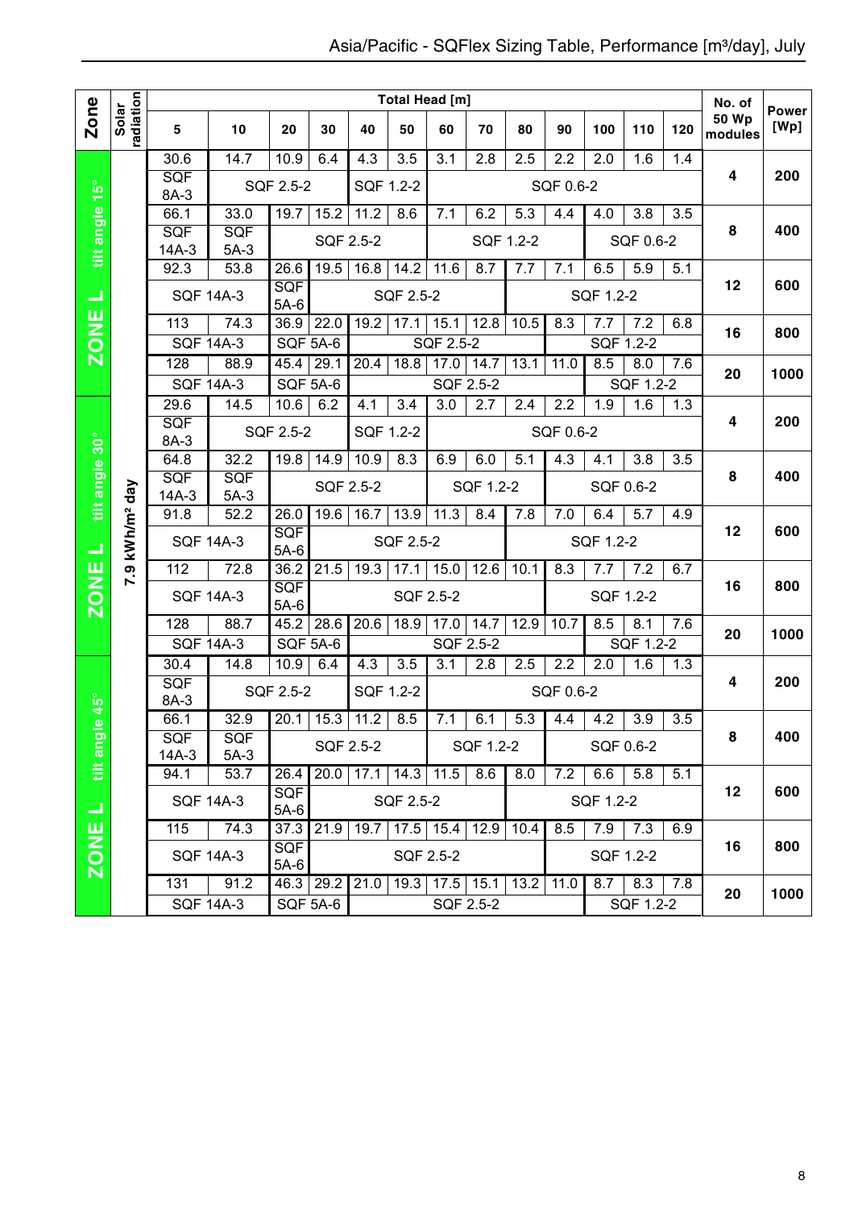# Asia/Pacific - SQFlex Sizing Table, Performance [m³/day], July

| Zone | Solar radiation | 5 | 10 | 20 | 30 | 40 | 50 | 60 | 70 | 80 | 90 | 100 | 110 | 120 | No. of 50 Wp modules | Power [Wp] |
|---|---|---|---|---|---|---|---|---|---|---|---|---|---|---|---|---|
| | | **Total Head [m]** | | | | | | | | | | | | | | |
| ZONE L tilt angle 15° | 7.9 kWh/m² day | 30.6 | 14.7 | 10.9 | 6.4 | 4.3 | 3.5 | 3.1 | 2.8 | 2.5 | 2.2 | 2.0 | 1.6 | 1.4 | 4 | 200 |
| | | SQF 8A-3 | SQF 2.5-2 | | | SQF 1.2-2 | | SQF 0.6-2 | | | | | | | | |
| | | 66.1 | 33.0 | 19.7 | 15.2 | 11.2 | 8.6 | 7.1 | 6.2 | 5.3 | 4.4 | 4.0 | 3.8 | 3.5 | 8 | 400 |
| | | SQF 14A-3 | SQF 5A-3 | SQF 2.5-2 | | | | SQF 1.2-2 | | | | SQF 0.6-2 | | | | |
| | | 92.3 | 53.8 | 26.6 | 19.5 | 16.8 | 14.2 | 11.6 | 8.7 | 7.7 | 7.1 | 6.5 | 5.9 | 5.1 | 12 | 600 |
| | | SQF 14A-3 | | SQF 5A-6 | SQF 2.5-2 | | | | | SQF 1.2-2 | | | | | | |
| | | 113 | 74.3 | 36.9 | 22.0 | 19.2 | 17.1 | 15.1 | 12.8 | 10.5 | 8.3 | 7.7 | 7.2 | 6.8 | 16 | 800 |
| | | SQF 14A-3 | | SQF 5A-6 | | SQF 2.5-2 | | | | | SQF 1.2-2 | | | | | |
| | | 128 | 88.9 | 45.4 | 29.1 | 20.4 | 18.8 | 17.0 | 14.7 | 13.1 | 11.0 | 8.5 | 8.0 | 7.6 | 20 | 1000 |
| | | SQF 14A-3 | | SQF 5A-6 | | SQF 2.5-2 | | | | | | SQF 1.2-2 | | | | |
| ZONE L tilt angle 30° | 7.9 kWh/m² day | 29.6 | 14.5 | 10.6 | 6.2 | 4.1 | 3.4 | 3.0 | 2.7 | 2.4 | 2.2 | 1.9 | 1.6 | 1.3 | 4 | 200 |
| | | SQF 8A-3 | SQF 2.5-2 | | | SQF 1.2-2 | | SQF 0.6-2 | | | | | | | | |
| | | 64.8 | 32.2 | 19.8 | 14.9 | 10.9 | 8.3 | 6.9 | 6.0 | 5.1 | 4.3 | 4.1 | 3.8 | 3.5 | 8 | 400 |
| | | SQF 14A-3 | SQF 5A-3 | SQF 2.5-2 | | | | SQF 1.2-2 | | | SQF 0.6-2 | | | | | |
| | | 91.8 | 52.2 | 26.0 | 19.6 | 16.7 | 13.9 | 11.3 | 8.4 | 7.8 | 7.0 | 6.4 | 5.7 | 4.9 | 12 | 600 |
| | | SQF 14A-3 | | SQF 5A-6 | SQF 2.5-2 | | | | | SQF 1.2-2 | | | | | | |
| | | 112 | 72.8 | 36.2 | 21.5 | 19.3 | 17.1 | 15.0 | 12.6 | 10.1 | 8.3 | 7.7 | 7.2 | 6.7 | 16 | 800 |
| | | SQF 14A-3 | | SQF 5A-6 | SQF 2.5-2 | | | | | | SQF 1.2-2 | | | | | |
| | | 128 | 88.7 | 45.2 | 28.6 | 20.6 | 18.9 | 17.0 | 14.7 | 12.9 | 10.7 | 8.5 | 8.1 | 7.6 | 20 | 1000 |
| | | SQF 14A-3 | | SQF 5A-6 | | SQF 2.5-2 | | | | | | SQF 1.2-2 | | | | |
| ZONE L tilt angle 45° | 7.9 kWh/m² day | 30.4 | 14.8 | 10.9 | 6.4 | 4.3 | 3.5 | 3.1 | 2.8 | 2.5 | 2.2 | 2.0 | 1.6 | 1.3 | 4 | 200 |
| | | SQF 8A-3 | SQF 2.5-2 | | | SQF 1.2-2 | | SQF 0.6-2 | | | | | | | | |
| | | 66.1 | 32.9 | 20.1 | 15.3 | 11.2 | 8.5 | 7.1 | 6.1 | 5.3 | 4.4 | 4.2 | 3.9 | 3.5 | 8 | 400 |
| | | SQF 14A-3 | SQF 5A-3 | SQF 2.5-2 | | | | SQF 1.2-2 | | | SQF 0.6-2 | | | | | |
| | | 94.1 | 53.7 | 26.4 | 20.0 | 17.1 | 14.3 | 11.5 | 8.6 | 8.0 | 7.2 | 6.6 | 5.8 | 5.1 | 12 | 600 |
| | | SQF 14A-3 | | SQF 5A-6 | SQF 2.5-2 | | | | | SQF 1.2-2 | | | | | | |
| | | 115 | 74.3 | 37.3 | 21.9 | 19.7 | 17.5 | 15.4 | 12.9 | 10.4 | 8.5 | 7.9 | 7.3 | 6.9 | 16 | 800 |
| | | SQF 14A-3 | | SQF 5A-6 | SQF 2.5-2 | | | | | | SQF 1.2-2 | | | | | |
| | | 131 | 91.2 | 46.3 | 29.2 | 21.0 | 19.3 | 17.5 | 15.1 | 13.2 | 11.0 | 8.7 | 8.3 | 7.8 | 20 | 1000 |
| | | SQF 14A-3 | | SQF 5A-6 | | SQF 2.5-2 | | | | | | SQF 1.2-2 | | | | |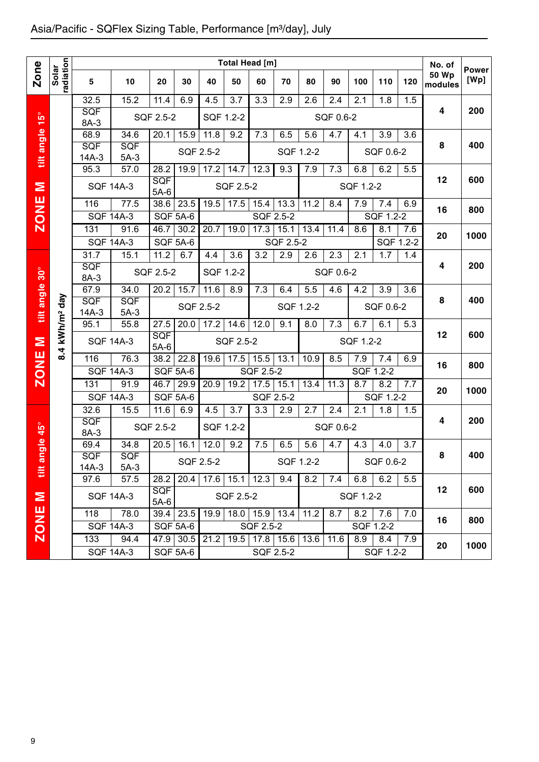Asia/Pacific - SQFlex Sizing Table, Performance [m³/day], July

| Zone | Solar radiation | Total Head [m] | | | | | | | | | | | | | No. of 50 Wp modules | Power [Wp] |
|---|---|---|---|---|---|---|---|---|---|---|---|---|---|---|---|---|
| | | 5 | 10 | 20 | 30 | 40 | 50 | 60 | 70 | 80 | 90 | 100 | 110 | 120 | | |
| ZONE M tilt angle 15° | 8.4 kWh/m² day | 32.5 | 15.2 | 11.4 | 6.9 | 4.5 | 3.7 | 3.3 | 2.9 | 2.6 | 2.4 | 2.1 | 1.8 | 1.5 | 4 | 200 |
| | | SQF 8A-3 | SQF 2.5-2 | | | SQF 1.2-2 | | SQF 0.6-2 | | | | | | | | |
| | | 68.9 | 34.6 | 20.1 | 15.9 | 11.8 | 9.2 | 7.3 | 6.5 | 5.6 | 4.7 | 4.1 | 3.9 | 3.6 | 8 | 400 |
| | | SQF 14A-3 | SQF 5A-3 | SQF 2.5-2 | | | | SQF 1.2-2 | | | | SQF 0.6-2 | | | | |
| | | 95.3 | 57.0 | 28.2 | 19.9 | 17.2 | 14.7 | 12.3 | 9.3 | 7.9 | 7.3 | 6.8 | 6.2 | 5.5 | 12 | 600 |
| | | SQF 14A-3 | | SQF 5A-6 | SQF 2.5-2 | | | | | SQF 1.2-2 | | | | | | |
| | | 116 | 77.5 | 38.6 | 23.5 | 19.5 | 17.5 | 15.4 | 13.3 | 11.2 | 8.4 | 7.9 | 7.4 | 6.9 | 16 | 800 |
| | | SQF 14A-3 | | SQF 5A-6 | | SQF 2.5-2 | | | | | | SQF 1.2-2 | | | | |
| | | 131 | 91.6 | 46.7 | 30.2 | 20.7 | 19.0 | 17.3 | 15.1 | 13.4 | 11.4 | 8.6 | 8.1 | 7.6 | 20 | 1000 |
| | | SQF 14A-3 | | SQF 5A-6 | | SQF 2.5-2 | | | | | | | SQF 1.2-2 | | | |
| ZONE M tilt angle 30° | 8.4 kWh/m² day | 31.7 | 15.1 | 11.2 | 6.7 | 4.4 | 3.6 | 3.2 | 2.9 | 2.6 | 2.3 | 2.1 | 1.7 | 1.4 | 4 | 200 |
| | | SQF 8A-3 | SQF 2.5-2 | | | SQF 1.2-2 | | SQF 0.6-2 | | | | | | | | |
| | | 67.9 | 34.0 | 20.2 | 15.7 | 11.6 | 8.9 | 7.3 | 6.4 | 5.5 | 4.6 | 4.2 | 3.9 | 3.6 | 8 | 400 |
| | | SQF 14A-3 | SQF 5A-3 | SQF 2.5-2 | | | | SQF 1.2-2 | | | | SQF 0.6-2 | | | | |
| | | 95.1 | 55.8 | 27.5 | 20.0 | 17.2 | 14.6 | 12.0 | 9.1 | 8.0 | 7.3 | 6.7 | 6.1 | 5.3 | 12 | 600 |
| | | SQF 14A-3 | | SQF 5A-6 | SQF 2.5-2 | | | | | SQF 1.2-2 | | | | | | |
| | | 116 | 76.3 | 38.2 | 22.8 | 19.6 | 17.5 | 15.5 | 13.1 | 10.9 | 8.5 | 7.9 | 7.4 | 6.9 | 16 | 800 |
| | | SQF 14A-3 | | SQF 5A-6 | | SQF 2.5-2 | | | | | SQF 1.2-2 | | | | | |
| | | 131 | 91.9 | 46.7 | 29.9 | 20.9 | 19.2 | 17.5 | 15.1 | 13.4 | 11.3 | 8.7 | 8.2 | 7.7 | 20 | 1000 |
| | | SQF 14A-3 | | SQF 5A-6 | | SQF 2.5-2 | | | | | | SQF 1.2-2 | | | | |
| ZONE M tilt angle 45° | 8.4 kWh/m² day | 32.6 | 15.5 | 11.6 | 6.9 | 4.5 | 3.7 | 3.3 | 2.9 | 2.7 | 2.4 | 2.1 | 1.8 | 1.5 | 4 | 200 |
| | | SQF 8A-3 | SQF 2.5-2 | | | SQF 1.2-2 | | SQF 0.6-2 | | | | | | | | |
| | | 69.4 | 34.8 | 20.5 | 16.1 | 12.0 | 9.2 | 7.5 | 6.5 | 5.6 | 4.7 | 4.3 | 4.0 | 3.7 | 8 | 400 |
| | | SQF 14A-3 | SQF 5A-3 | SQF 2.5-2 | | | | SQF 1.2-2 | | | | SQF 0.6-2 | | | | |
| | | 97.6 | 57.5 | 28.2 | 20.4 | 17.6 | 15.1 | 12.3 | 9.4 | 8.2 | 7.4 | 6.8 | 6.2 | 5.5 | 12 | 600 |
| | | SQF 14A-3 | | SQF 5A-6 | SQF 2.5-2 | | | | | SQF 1.2-2 | | | | | | |
| | | 118 | 78.0 | 39.4 | 23.5 | 19.9 | 18.0 | 15.9 | 13.4 | 11.2 | 8.7 | 8.2 | 7.6 | 7.0 | 16 | 800 |
| | | SQF 14A-3 | | SQF 5A-6 | | SQF 2.5-2 | | | | | SQF 1.2-2 | | | | | |
| | | 133 | 94.4 | 47.9 | 30.5 | 21.2 | 19.5 | 17.8 | 15.6 | 13.6 | 11.6 | 8.9 | 8.4 | 7.9 | 20 | 1000 |
| | | SQF 14A-3 | | SQF 5A-6 | | SQF 2.5-2 | | | | | | SQF 1.2-2 | | | | |